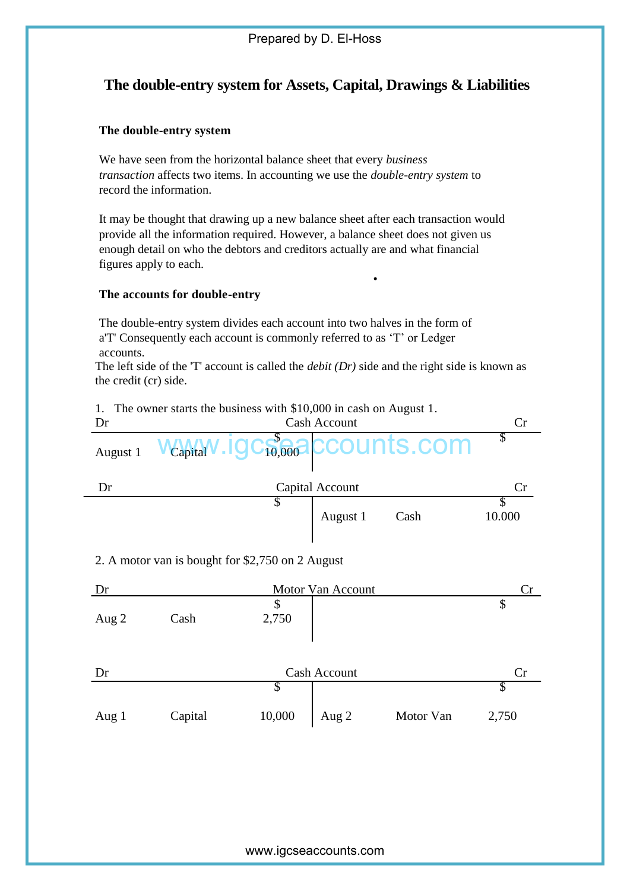# The double-entry system for Assets, Capital, Drawings & Liabilities

### The double-entry system

We have seen from the horizontal balance sheet that every *business transaction* affects two items. In accounting we use the *double-entry system* to record the information.

It may be thought that drawing up a new balance sheet after each transaction would provide all the information required. However, a balance sheet does not given us enough detail on who the debtors and creditors actually are and what financial figures apply to each.

### The accounts for double-entry

The double-entry system divides each account into two halves in the form of a'T' Consequently each account is commonly referred to as 'T' or Ledger accounts.

The left side of the 'T' account is called the *debit (Dr)* side and the right side is known as the credit (cr) side.

1. The owner starts the business with $10,000 in cash on August 1.

**Cash Account**

| Dr | | $ | | | $ Cr |
|---|---|---|---|---|---|
| August 1 | Capital | 10,000 | | | |

**Capital Account**

| Dr | | $ | | | $ Cr |
|---|---|---|---|---|---|
| | | | August 1 | Cash | 10.000 |

2. A motor van is bought for $2,750 on 2 August

**Motor Van Account**

| Dr | | $ | | | $ Cr |
|---|---|---|---|---|---|
| Aug 2 | Cash | 2,750 | | | |

**Cash Account**

| Dr | | $ | | | $ Cr |
|---|---|---|---|---|---|
| Aug 1 | Capital | 10,000 | Aug 2 | Motor Van | 2,750 |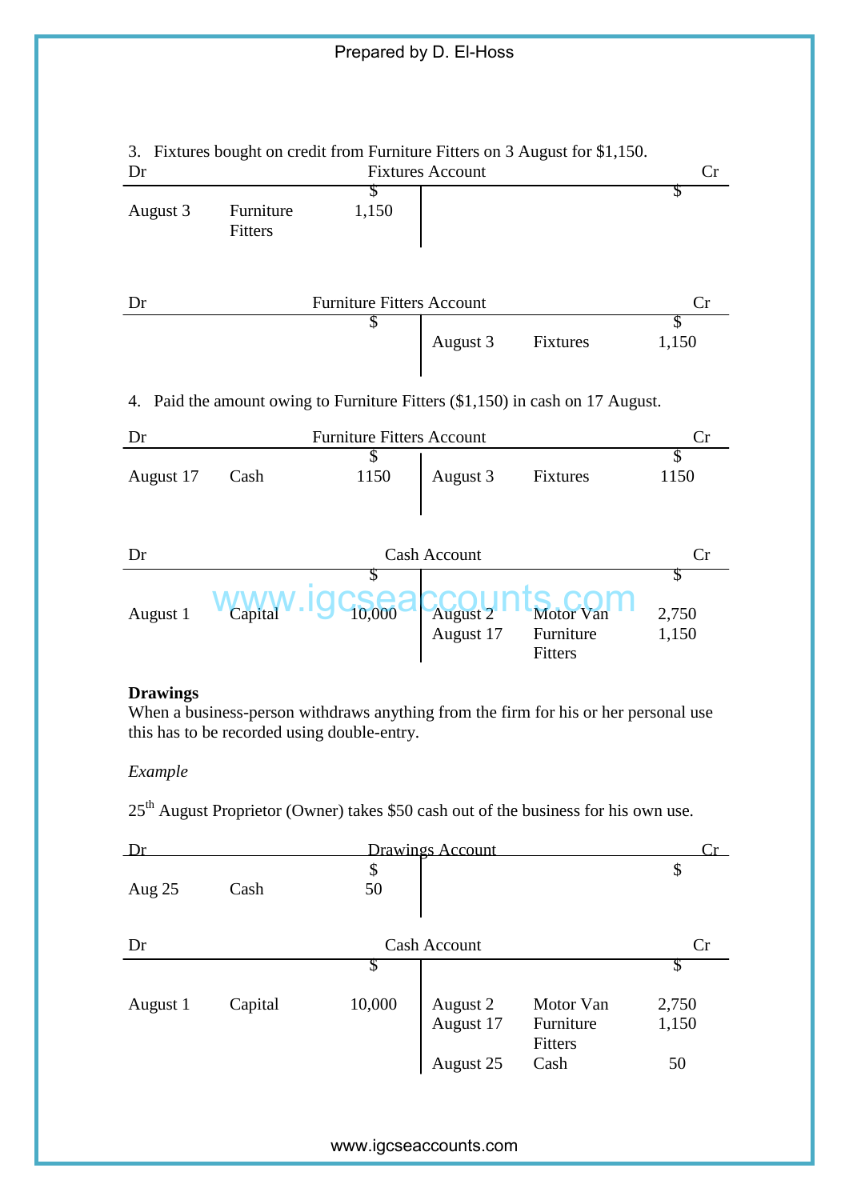3. Fixtures bought on credit from Furniture Fitters on 3 August for $1,150.

**Fixtures Account**

| Dr | | $ | | | $ Cr |
|---|---|---|---|---|---|
| August 3 | Furniture Fitters | 1,150 | | | |

**Furniture Fitters Account**

| Dr | | $ | | | $ Cr |
|---|---|---|---|---|---|
| | | | August 3 | Fixtures | 1,150 |

4. Paid the amount owing to Furniture Fitters ($1,150) in cash on 17 August.

**Furniture Fitters Account**

| Dr | | $ | | | $ Cr |
|---|---|---|---|---|---|
| August 17 | Cash | 1150 | August 3 | Fixtures | 1150 |

**Cash Account**

| Dr | | $ | | | $ Cr |
|---|---|---|---|---|---|
| August 1 | Capital | 10,000 | August 2 | Motor Van | 2,750 |
| | | | August 17 | Furniture Fitters | 1,150 |

**Drawings**

When a business-person withdraws anything from the firm for his or her personal use this has to be recorded using double-entry.

*Example*

25th August Proprietor (Owner) takes $50 cash out of the business for his own use.

**Drawings Account**

| Dr | | $ | | | $ Cr |
|---|---|---|---|---|---|
| Aug 25 | Cash | 50 | | | |

**Cash Account**

| Dr | | $ | | | $ Cr |
|---|---|---|---|---|---|
| August 1 | Capital | 10,000 | August 2 | Motor Van | 2,750 |
| | | | August 17 | Furniture Fitters | 1,150 |
| | | | August 25 | Cash | 50 |